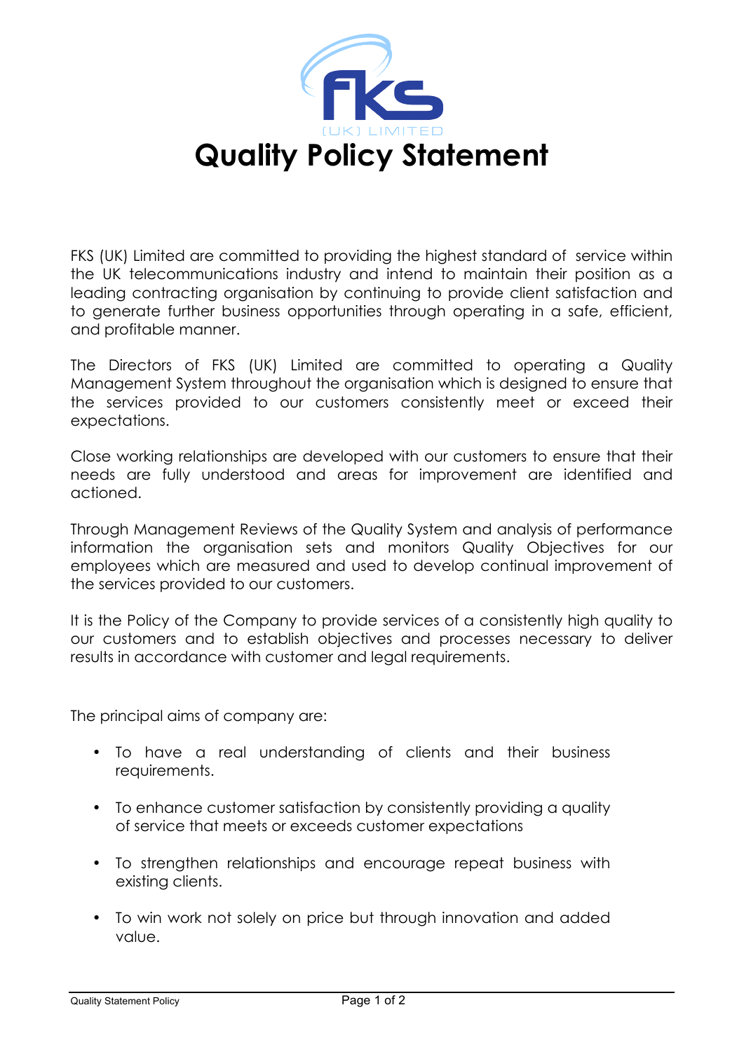FKS (UK) LIMITED

# Quality Policy Statement

FKS (UK) Limited are committed to providing the highest standard of service within the UK telecommunications industry and intend to maintain their position as a leading contracting organisation by continuing to provide client satisfaction and to generate further business opportunities through operating in a safe, efficient, and profitable manner.

The Directors of FKS (UK) Limited are committed to operating a Quality Management System throughout the organisation which is designed to ensure that the services provided to our customers consistently meet or exceed their expectations.

Close working relationships are developed with our customers to ensure that their needs are fully understood and areas for improvement are identified and actioned.

Through Management Reviews of the Quality System and analysis of performance information the organisation sets and monitors Quality Objectives for our employees which are measured and used to develop continual improvement of the services provided to our customers.

It is the Policy of the Company to provide services of a consistently high quality to our customers and to establish objectives and processes necessary to deliver results in accordance with customer and legal requirements.

The principal aims of company are:

- To have a real understanding of clients and their business requirements.
- To enhance customer satisfaction by consistently providing a quality of service that meets or exceeds customer expectations
- To strengthen relationships and encourage repeat business with existing clients.
- To win work not solely on price but through innovation and added value.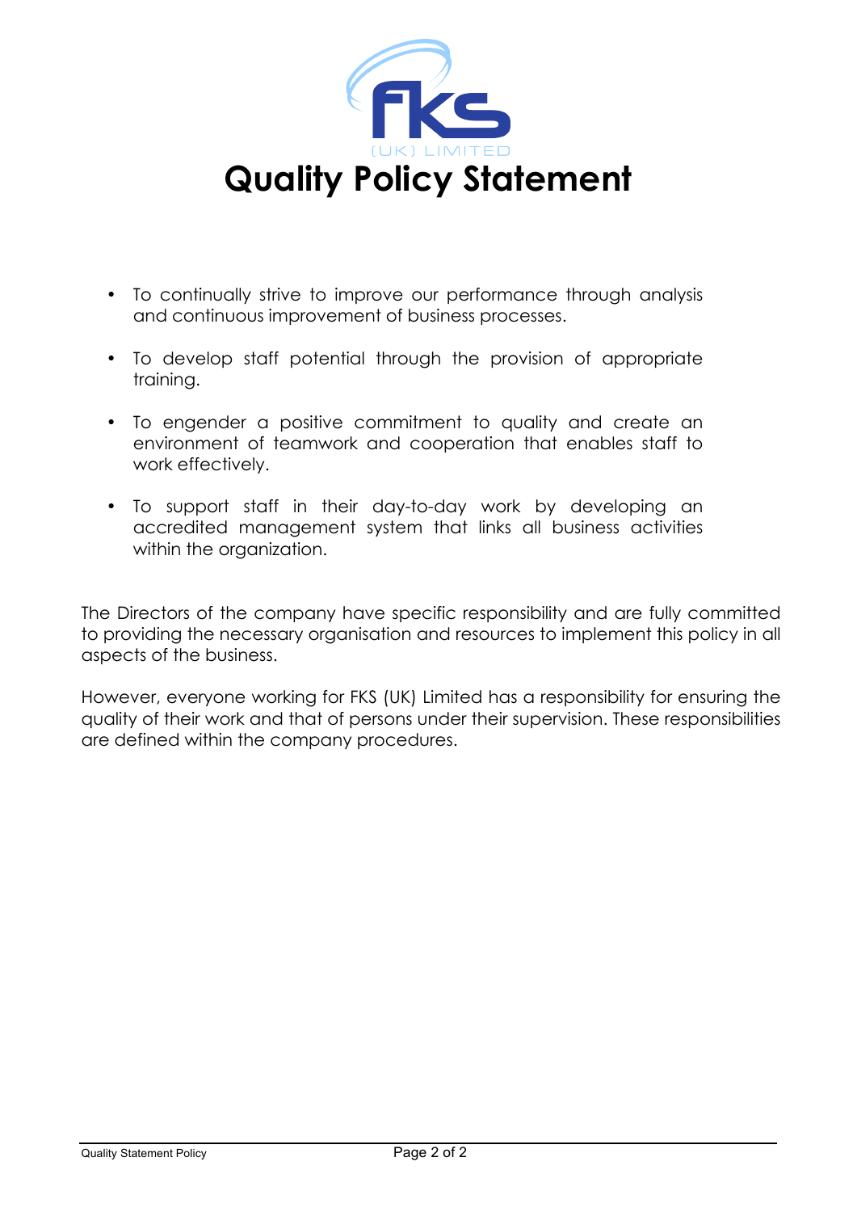FKS (UK) LIMITED

# Quality Policy Statement

- To continually strive to improve our performance through analysis and continuous improvement of business processes.
- To develop staff potential through the provision of appropriate training.
- To engender a positive commitment to quality and create an environment of teamwork and cooperation that enables staff to work effectively.
- To support staff in their day-to-day work by developing an accredited management system that links all business activities within the organization.

The Directors of the company have specific responsibility and are fully committed to providing the necessary organisation and resources to implement this policy in all aspects of the business.

However, everyone working for FKS (UK) Limited has a responsibility for ensuring the quality of their work and that of persons under their supervision. These responsibilities are defined within the company procedures.